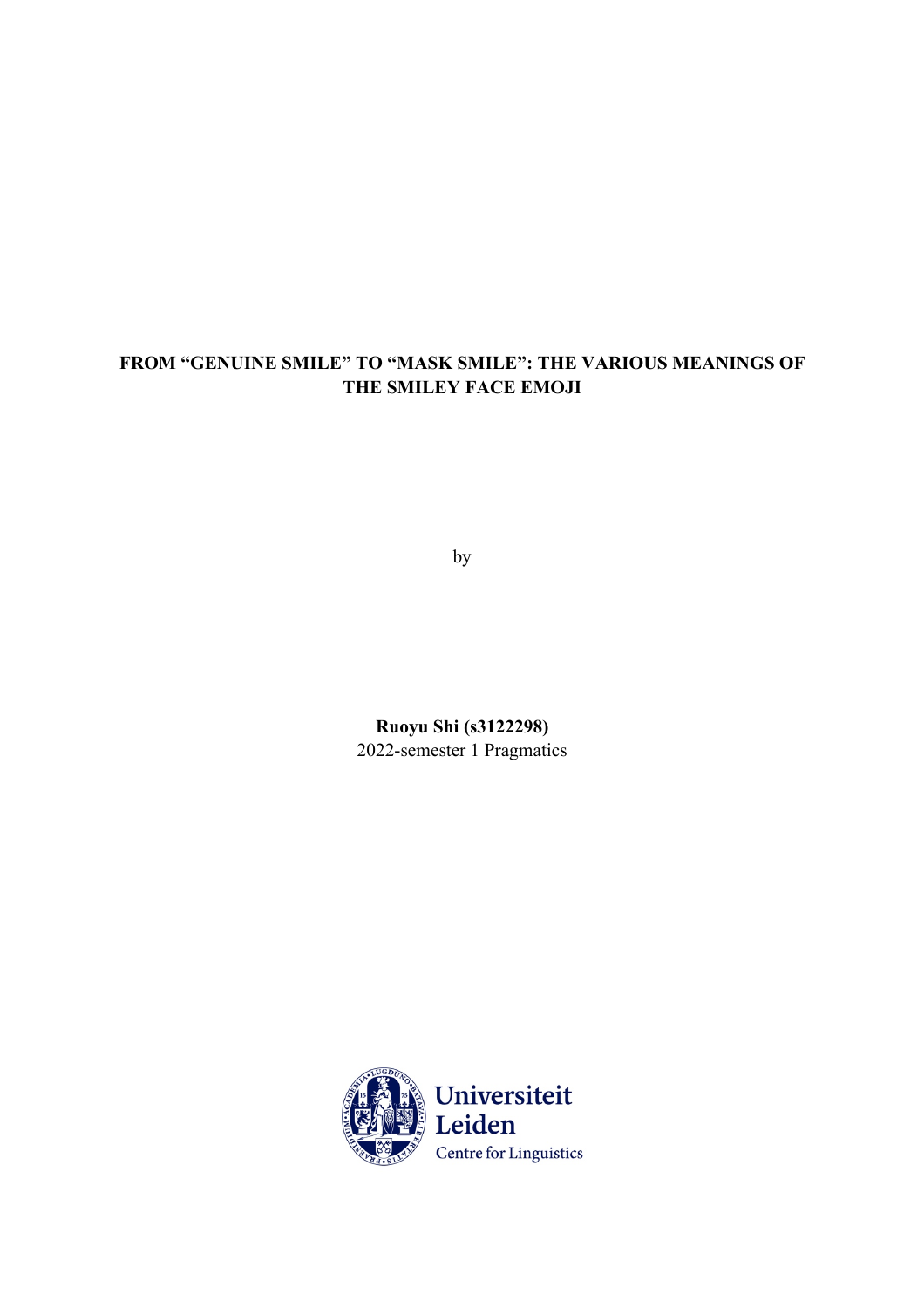# FROM "GENUINE SMILE" TO "MASK SMILE": THE VARIOUS MEANINGS OF THE SMILEY FACE EMOJI

by

**Ruoyu Shi (s3122298)**
2022-semester 1 Pragmatics

Universiteit Leiden
Centre for Linguistics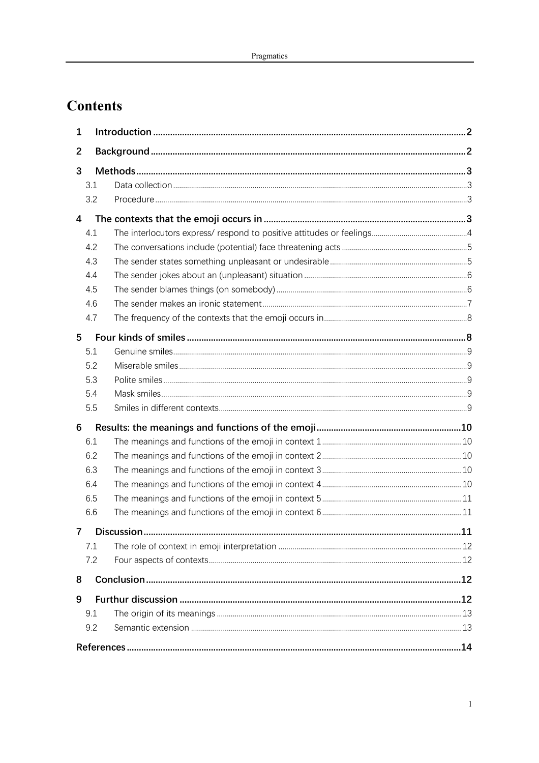# Contents

1 Introduction ............................................................................................................................2

2 Background ............................................................................................................................2

3 Methods ..................................................................................................................................3

- 3.1 Data collection ..........................................................................................................................3
- 3.2 Procedure ..................................................................................................................................3

4 The contexts that the emoji occurs in ..................................................................................3

- 4.1 The interlocutors express/ respond to positive attitudes or feelings..............................................4
- 4.2 The conversations include (potential) face threatening acts .........................................................5
- 4.3 The sender states something unpleasant or undesirable ..............................................................5
- 4.4 The sender jokes about an (unpleasant) situation .........................................................................6
- 4.5 The sender blames things (on somebody) ....................................................................................6
- 4.6 The sender makes an ironic statement .........................................................................................7
- 4.7 The frequency of the contexts that the emoji occurs in .................................................................8

5 Four kinds of smiles ................................................................................................................8

- 5.1 Genuine smiles...........................................................................................................................9
- 5.2 Miserable smiles.........................................................................................................................9
- 5.3 Polite smiles...............................................................................................................................9
- 5.4 Mask smiles................................................................................................................................9
- 5.5 Smiles in different contexts..........................................................................................................9

6 Results: the meanings and functions of the emoji ...........................................................10

- 6.1 The meanings and functions of the emoji in context 1 ..................................................................10
- 6.2 The meanings and functions of the emoji in context 2 ..................................................................10
- 6.3 The meanings and functions of the emoji in context 3 ..................................................................10
- 6.4 The meanings and functions of the emoji in context 4 ..................................................................10
- 6.5 The meanings and functions of the emoji in context 5 ..................................................................11
- 6.6 The meanings and functions of the emoji in context 6 ..................................................................11

7 Discussion .............................................................................................................................11

- 7.1 The role of context in emoji interpretation ...................................................................................12
- 7.2 Four aspects of contexts............................................................................................................12

8 Conclusion .............................................................................................................................12

9 Furthur discussion .................................................................................................................12

- 9.1 The origin of its meanings .........................................................................................................13
- 9.2 Semantic extension ...................................................................................................................13

References ................................................................................................................................14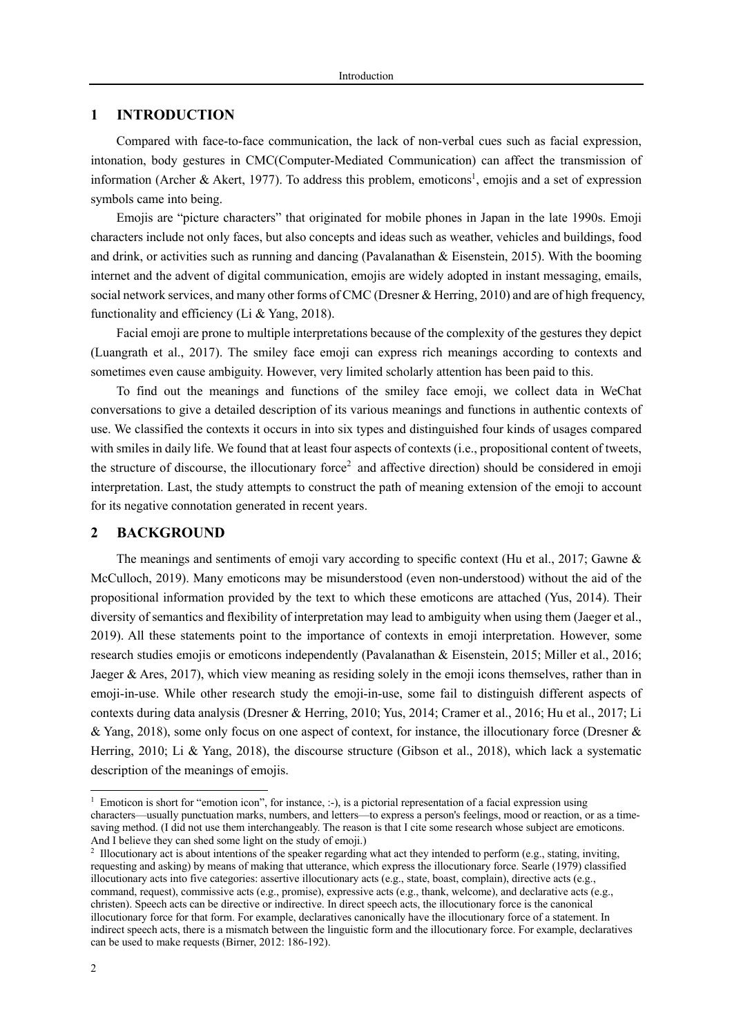# 1 INTRODUCTION

Compared with face-to-face communication, the lack of non-verbal cues such as facial expression, intonation, body gestures in CMC(Computer-Mediated Communication) can affect the transmission of information (Archer & Akert, 1977). To address this problem, emoticons[1], emojis and a set of expression symbols came into being.

Emojis are "picture characters" that originated for mobile phones in Japan in the late 1990s. Emoji characters include not only faces, but also concepts and ideas such as weather, vehicles and buildings, food and drink, or activities such as running and dancing (Pavalanathan & Eisenstein, 2015). With the booming internet and the advent of digital communication, emojis are widely adopted in instant messaging, emails, social network services, and many other forms of CMC (Dresner & Herring, 2010) and are of high frequency, functionality and efficiency (Li & Yang, 2018).

Facial emoji are prone to multiple interpretations because of the complexity of the gestures they depict (Luangrath et al., 2017). The smiley face emoji can express rich meanings according to contexts and sometimes even cause ambiguity. However, very limited scholarly attention has been paid to this.

To find out the meanings and functions of the smiley face emoji, we collect data in WeChat conversations to give a detailed description of its various meanings and functions in authentic contexts of use. We classified the contexts it occurs in into six types and distinguished four kinds of usages compared with smiles in daily life. We found that at least four aspects of contexts (i.e., propositional content of tweets, the structure of discourse, the illocutionary force[2] and affective direction) should be considered in emoji interpretation. Last, the study attempts to construct the path of meaning extension of the emoji to account for its negative connotation generated in recent years.

# 2 BACKGROUND

The meanings and sentiments of emoji vary according to specific context (Hu et al., 2017; Gawne & McCulloch, 2019). Many emoticons may be misunderstood (even non-understood) without the aid of the propositional information provided by the text to which these emoticons are attached (Yus, 2014). Their diversity of semantics and flexibility of interpretation may lead to ambiguity when using them (Jaeger et al., 2019). All these statements point to the importance of contexts in emoji interpretation. However, some research studies emojis or emoticons independently (Pavalanathan & Eisenstein, 2015; Miller et al., 2016; Jaeger & Ares, 2017), which view meaning as residing solely in the emoji icons themselves, rather than in emoji-in-use. While other research study the emoji-in-use, some fail to distinguish different aspects of contexts during data analysis (Dresner & Herring, 2010; Yus, 2014; Cramer et al., 2016; Hu et al., 2017; Li & Yang, 2018), some only focus on one aspect of context, for instance, the illocutionary force (Dresner & Herring, 2010; Li & Yang, 2018), the discourse structure (Gibson et al., 2018), which lack a systematic description of the meanings of emojis.

---

[1] Emoticon is short for "emotion icon", for instance, :-), is a pictorial representation of a facial expression using characters—usually punctuation marks, numbers, and letters—to express a person's feelings, mood or reaction, or as a time-saving method. (I did not use them interchangeably. The reason is that I cite some research whose subject are emoticons. And I believe they can shed some light on the study of emoji.)

[2] Illocutionary act is about intentions of the speaker regarding what act they intended to perform (e.g., stating, inviting, requesting and asking) by means of making that utterance, which express the illocutionary force. Searle (1979) classified illocutionary acts into five categories: assertive illocutionary acts (e.g., state, boast, complain), directive acts (e.g., command, request), commissive acts (e.g., promise), expressive acts (e.g., thank, welcome), and declarative acts (e.g., christen). Speech acts can be directive or indirective. In direct speech acts, the illocutionary force is the canonical illocutionary force for that form. For example, declaratives canonically have the illocutionary force of a statement. In indirect speech acts, there is a mismatch between the linguistic form and the illocutionary force. For example, declaratives can be used to make requests (Birner, 2012: 186-192).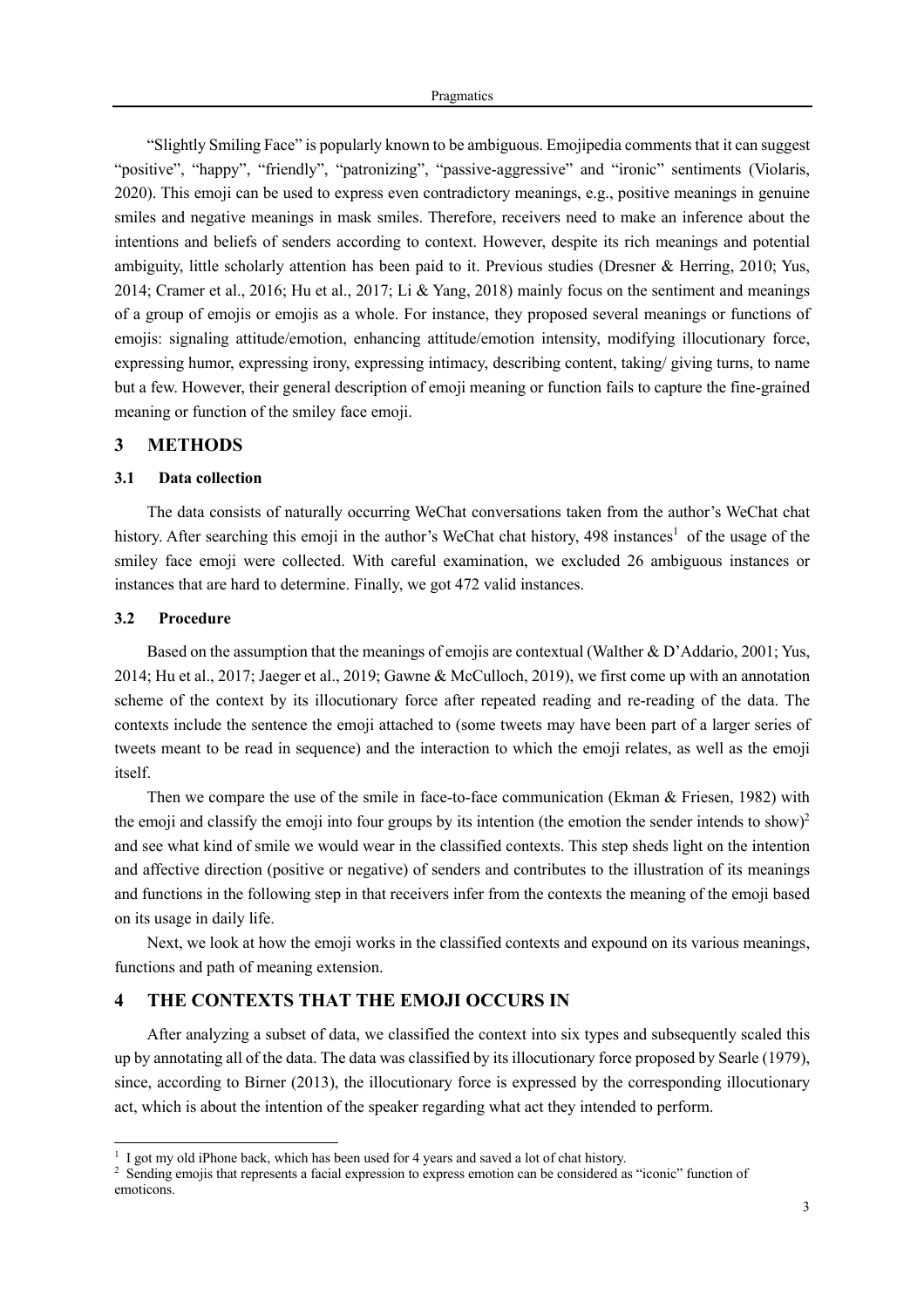"Slightly Smiling Face" is popularly known to be ambiguous. Emojipedia comments that it can suggest "positive", "happy", "friendly", "patronizing", "passive-aggressive" and "ironic" sentiments (Violaris, 2020). This emoji can be used to express even contradictory meanings, e.g., positive meanings in genuine smiles and negative meanings in mask smiles. Therefore, receivers need to make an inference about the intentions and beliefs of senders according to context. However, despite its rich meanings and potential ambiguity, little scholarly attention has been paid to it. Previous studies (Dresner & Herring, 2010; Yus, 2014; Cramer et al., 2016; Hu et al., 2017; Li & Yang, 2018) mainly focus on the sentiment and meanings of a group of emojis or emojis as a whole. For instance, they proposed several meanings or functions of emojis: signaling attitude/emotion, enhancing attitude/emotion intensity, modifying illocutionary force, expressing humor, expressing irony, expressing intimacy, describing content, taking/ giving turns, to name but a few. However, their general description of emoji meaning or function fails to capture the fine-grained meaning or function of the smiley face emoji.

## 3 METHODS

### 3.1 Data collection

The data consists of naturally occurring WeChat conversations taken from the author's WeChat chat history. After searching this emoji in the author's WeChat chat history, 498 instances[1] of the usage of the smiley face emoji were collected. With careful examination, we excluded 26 ambiguous instances or instances that are hard to determine. Finally, we got 472 valid instances.

### 3.2 Procedure

Based on the assumption that the meanings of emojis are contextual (Walther & D'Addario, 2001; Yus, 2014; Hu et al., 2017; Jaeger et al., 2019; Gawne & McCulloch, 2019), we first come up with an annotation scheme of the context by its illocutionary force after repeated reading and re-reading of the data. The contexts include the sentence the emoji attached to (some tweets may have been part of a larger series of tweets meant to be read in sequence) and the interaction to which the emoji relates, as well as the emoji itself.

Then we compare the use of the smile in face-to-face communication (Ekman & Friesen, 1982) with the emoji and classify the emoji into four groups by its intention (the emotion the sender intends to show)[2] and see what kind of smile we would wear in the classified contexts. This step sheds light on the intention and affective direction (positive or negative) of senders and contributes to the illustration of its meanings and functions in the following step in that receivers infer from the contexts the meaning of the emoji based on its usage in daily life.

Next, we look at how the emoji works in the classified contexts and expound on its various meanings, functions and path of meaning extension.

## 4 THE CONTEXTS THAT THE EMOJI OCCURS IN

After analyzing a subset of data, we classified the context into six types and subsequently scaled this up by annotating all of the data. The data was classified by its illocutionary force proposed by Searle (1979), since, according to Birner (2013), the illocutionary force is expressed by the corresponding illocutionary act, which is about the intention of the speaker regarding what act they intended to perform.

---

[1] I got my old iPhone back, which has been used for 4 years and saved a lot of chat history.

[2] Sending emojis that represents a facial expression to express emotion can be considered as "iconic" function of emoticons.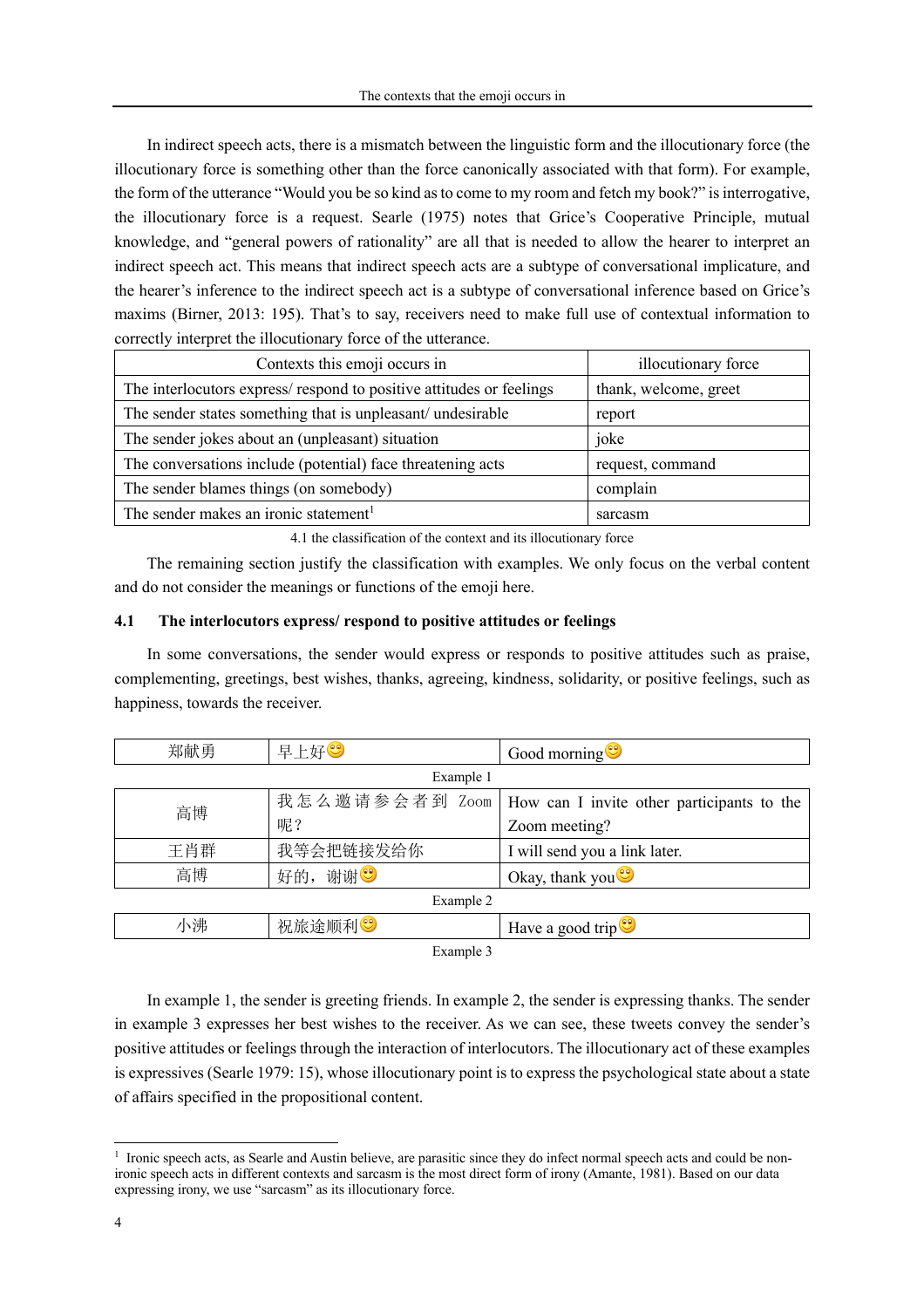In indirect speech acts, there is a mismatch between the linguistic form and the illocutionary force (the illocutionary force is something other than the force canonically associated with that form). For example, the form of the utterance "Would you be so kind as to come to my room and fetch my book?" is interrogative, the illocutionary force is a request. Searle (1975) notes that Grice's Cooperative Principle, mutual knowledge, and "general powers of rationality" are all that is needed to allow the hearer to interpret an indirect speech act. This means that indirect speech acts are a subtype of conversational implicature, and the hearer's inference to the indirect speech act is a subtype of conversational inference based on Grice's maxims (Birner, 2013: 195). That's to say, receivers need to make full use of contextual information to correctly interpret the illocutionary force of the utterance.

| Contexts this emoji occurs in | illocutionary force |
|---|---|
| The interlocutors express/ respond to positive attitudes or feelings | thank, welcome, greet |
| The sender states something that is unpleasant/ undesirable | report |
| The sender jokes about an (unpleasant) situation | joke |
| The conversations include (potential) face threatening acts | request, command |
| The sender blames things (on somebody) | complain |
| The sender makes an ironic statement[1] | sarcasm |

4.1 the classification of the context and its illocutionary force

The remaining section justify the classification with examples. We only focus on the verbal content and do not consider the meanings or functions of the emoji here.

### 4.1 The interlocutors express/ respond to positive attitudes or feelings

In some conversations, the sender would express or responds to positive attitudes such as praise, complementing, greetings, best wishes, thanks, agreeing, kindness, solidarity, or positive feelings, such as happiness, towards the receiver.

| 郑献勇 | 早上好😌 | Good morning😌 |
|---|---|---|

Example 1

| 高博 | 我怎么邀请参会者到 Zoom 呢? | How can I invite other participants to the Zoom meeting? |
|---|---|---|
| 王肖群 | 我等会把链接发给你 | I will send you a link later. |
| 高博 | 好的，谢谢😌 | Okay, thank you😌 |

Example 2

| 小沸 | 祝旅途顺利😌 | Have a good trip😌 |
|---|---|---|

Example 3

In example 1, the sender is greeting friends. In example 2, the sender is expressing thanks. The sender in example 3 expresses her best wishes to the receiver. As we can see, these tweets convey the sender's positive attitudes or feelings through the interaction of interlocutors. The illocutionary act of these examples is expressives (Searle 1979: 15), whose illocutionary point is to express the psychological state about a state of affairs specified in the propositional content.

[1] Ironic speech acts, as Searle and Austin believe, are parasitic since they do infect normal speech acts and could be non-ironic speech acts in different contexts and sarcasm is the most direct form of irony (Amante, 1981). Based on our data expressing irony, we use "sarcasm" as its illocutionary force.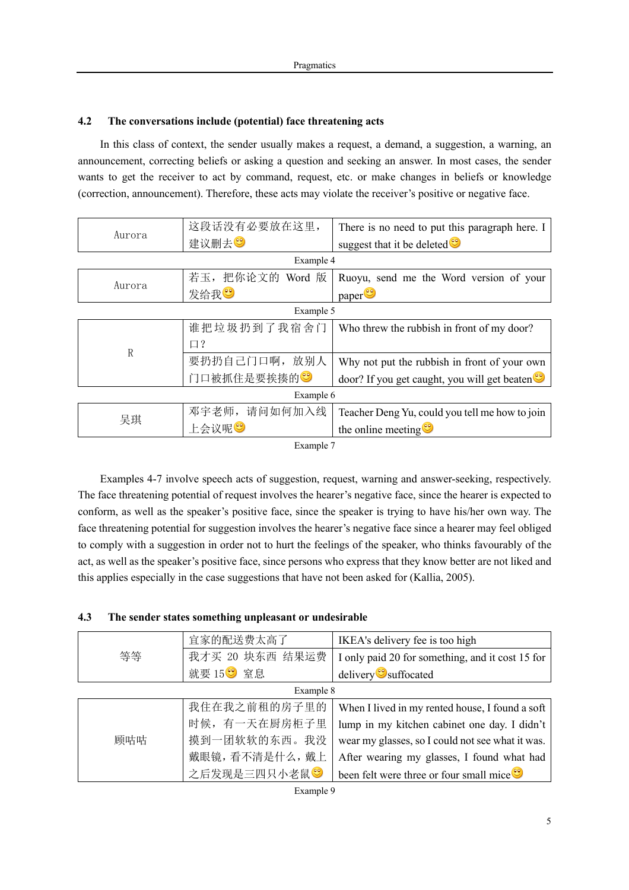### 4.2 The conversations include (potential) face threatening acts

In this class of context, the sender usually makes a request, a demand, a suggestion, a warning, an announcement, correcting beliefs or asking a question and seeking an answer. In most cases, the sender wants to get the receiver to act by command, request, etc. or make changes in beliefs or knowledge (correction, announcement). Therefore, these acts may violate the receiver's positive or negative face.

| | | |
|---|---|---|
| Aurora | 这段话没有必要放在这里，建议删去😊 | There is no need to put this paragraph here. I suggest that it be deleted😊 |

Example 4

| | | |
|---|---|---|
| Aurora | 若玉，把你论文的 Word 版发给我😊 | Ruoyu, send me the Word version of your paper😊 |

Example 5

| | | |
|---|---|---|
| R | 谁把垃圾扔到了我宿舍门口？ | Who threw the rubbish in front of my door? |
| | 要扔扔自己门口啊，放别人门口被抓住是要挨揍的😊 | Why not put the rubbish in front of your own door? If you get caught, you will get beaten😊 |

Example 6

| | | |
|---|---|---|
| 吴琪 | 邓宇老师，请问如何加入线上会议呢😊 | Teacher Deng Yu, could you tell me how to join the online meeting😊 |

Example 7

Examples 4-7 involve speech acts of suggestion, request, warning and answer-seeking, respectively. The face threatening potential of request involves the hearer's negative face, since the hearer is expected to conform, as well as the speaker's positive face, since the speaker is trying to have his/her own way. The face threatening potential for suggestion involves the hearer's negative face since a hearer may feel obliged to comply with a suggestion in order not to hurt the feelings of the speaker, who thinks favourably of the act, as well as the speaker's positive face, since persons who express that they know better are not liked and this applies especially in the case suggestions that have not been asked for (Kallia, 2005).

### 4.3 The sender states something unpleasant or undesirable

| | | |
|---|---|---|
| 等等 | 宜家的配送费太高了 | IKEA's delivery fee is too high |
| | 我才买 20 块东西 结果运费就要 15😊 窒息 | I only paid 20 for something, and it cost 15 for delivery😊suffocated |

Example 8

| | | |
|---|---|---|
| 顾咕咕 | 我住在我之前租的房子里的时候，有一天在厨房柜子里摸到一团软软的东西。我没戴眼镜，看不清是什么，戴上之后发现是三四只小老鼠😊 | When I lived in my rented house, I found a soft lump in my kitchen cabinet one day. I didn't wear my glasses, so I could not see what it was. After wearing my glasses, I found what had been felt were three or four small mice😊 |

Example 9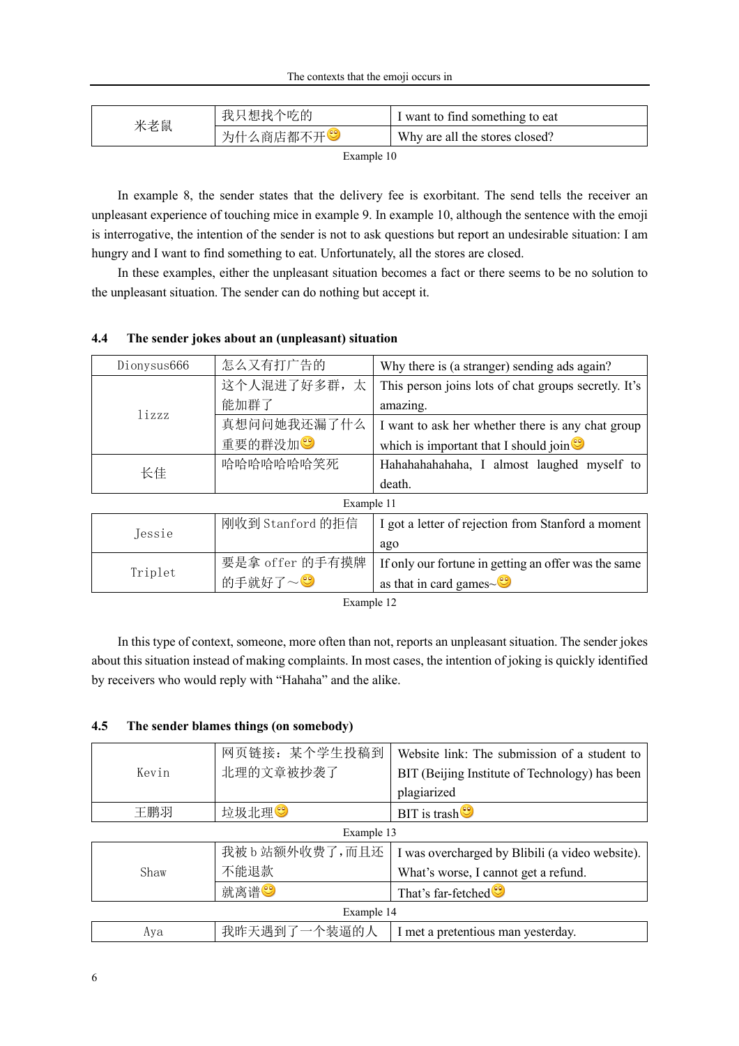| 米老鼠 | 我只想找个吃的 | I want to find something to eat |
|---|---|---|
| | 为什么商店都不开😌 | Why are all the stores closed? |

Example 10

In example 8, the sender states that the delivery fee is exorbitant. The send tells the receiver an unpleasant experience of touching mice in example 9. In example 10, although the sentence with the emoji is interrogative, the intention of the sender is not to ask questions but report an undesirable situation: I am hungry and I want to find something to eat. Unfortunately, all the stores are closed.

In these examples, either the unpleasant situation becomes a fact or there seems to be no solution to the unpleasant situation. The sender can do nothing but accept it.

### 4.4 The sender jokes about an (unpleasant) situation

| Dionysus666 | 怎么又有打广告的 | Why there is (a stranger) sending ads again? |
|---|---|---|
| lizzz | 这个人混进了好多群，太能加群了 | This person joins lots of chat groups secretly. It's amazing. |
| | 真想问问她我还漏了什么重要的群没加😌 | I want to ask her whether there is any chat group which is important that I should join😌 |
| 长佳 | 哈哈哈哈哈哈笑死 | Hahahahahahaha, I almost laughed myself to death. |

Example 11

| Jessie | 刚收到 Stanford 的拒信 | I got a letter of rejection from Stanford a moment ago |
|---|---|---|
| Triplet | 要是拿 offer 的手有摸牌的手就好了～😌 | If only our fortune in getting an offer was the same as that in card games~😌 |

Example 12

In this type of context, someone, more often than not, reports an unpleasant situation. The sender jokes about this situation instead of making complaints. In most cases, the intention of joking is quickly identified by receivers who would reply with "Hahaha" and the alike.

### 4.5 The sender blames things (on somebody)

| Kevin | 网页链接：某个学生投稿到北理的文章被抄袭了 | Website link: The submission of a student to BIT (Beijing Institute of Technology) has been plagiarized |
|---|---|---|
| 王鹏羽 | 垃圾北理😌 | BIT is trash😌 |

Example 13

| Shaw | 我被 b 站额外收费了，而且还不能退款 | I was overcharged by Blibili (a video website). What's worse, I cannot get a refund. |
|---|---|---|
| | 就离谱😌 | That's far-fetched😌 |

Example 14

| Aya | 我昨天遇到了一个装逼的人 | I met a pretentious man yesterday. |
|---|---|---|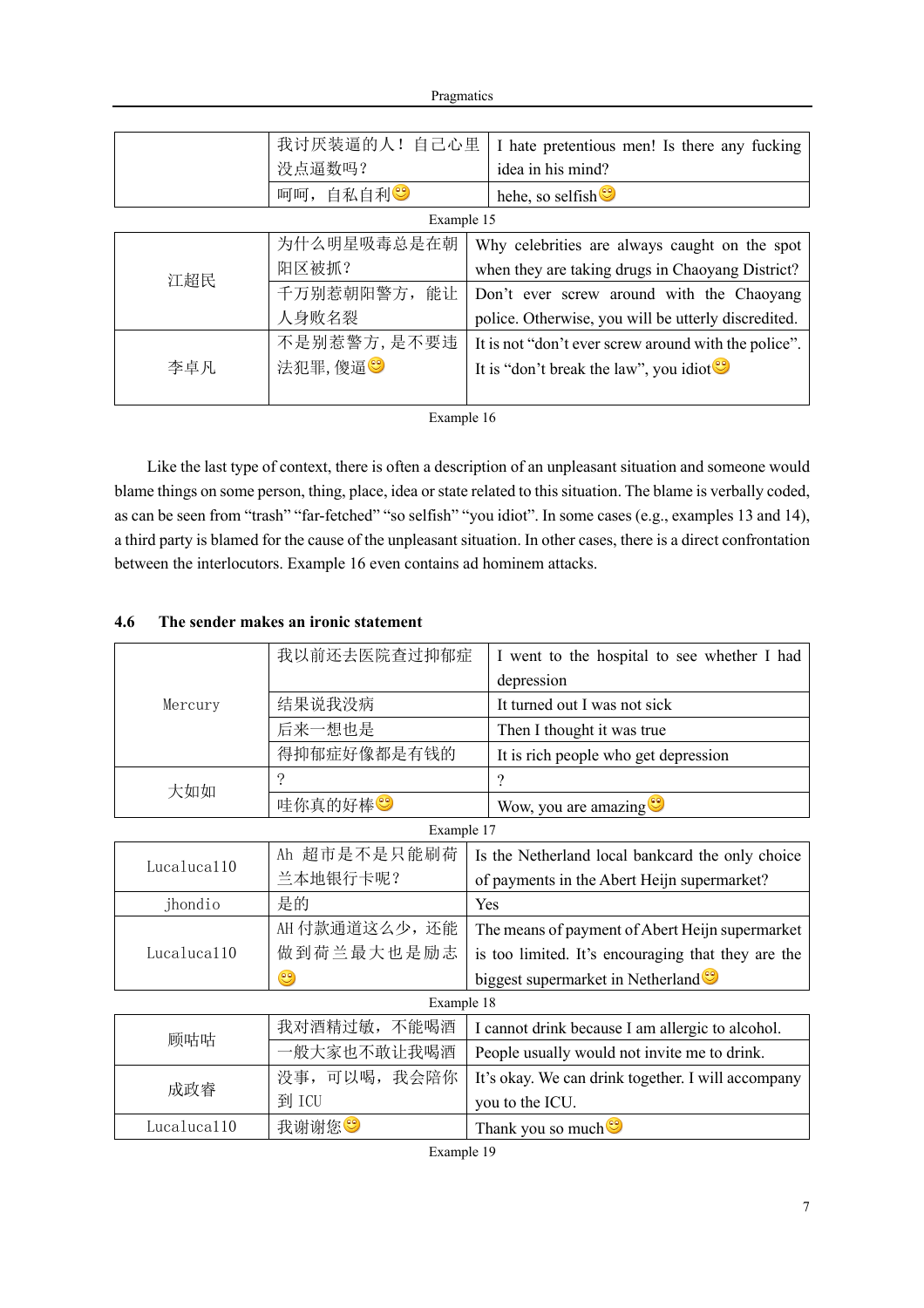| | 我讨厌装逼的人！自己心里没点逼数吗？ | I hate pretentious men! Is there any fucking idea in his mind? |
|---|---|---|
| | 呵呵，自私自利😊 | hehe, so selfish😊 |

Example 15

| 江超民 | 为什么明星吸毒总是在朝阳区被抓？ | Why celebrities are always caught on the spot when they are taking drugs in Chaoyang District? |
|---|---|---|
| | 千万别惹朝阳警方，能让人身败名裂 | Don't ever screw around with the Chaoyang police. Otherwise, you will be utterly discredited. |
| 李卓凡 | 不是别惹警方，是不要违法犯罪，傻逼😊 | It is not "don't ever screw around with the police". It is "don't break the law", you idiot😊 |

Example 16

Like the last type of context, there is often a description of an unpleasant situation and someone would blame things on some person, thing, place, idea or state related to this situation. The blame is verbally coded, as can be seen from "trash" "far-fetched" "so selfish" "you idiot". In some cases (e.g., examples 13 and 14), a third party is blamed for the cause of the unpleasant situation. In other cases, there is a direct confrontation between the interlocutors. Example 16 even contains ad hominem attacks.

### 4.6 The sender makes an ironic statement

| Mercury | 我以前还去医院查过抑郁症 | I went to the hospital to see whether I had depression |
|---|---|---|
| | 结果说我没病 | It turned out I was not sick |
| | 后来一想也是 | Then I thought it was true |
| | 得抑郁症好像都是有钱的 | It is rich people who get depression |
| 大如如 | ? | ? |
| | 哇你真的好棒😊 | Wow, you are amazing😊 |

Example 17

| Lucaluca110 | Ah 超市是不是只能刷荷兰本地银行卡呢？ | Is the Netherland local bankcard the only choice of payments in the Abert Heijn supermarket? |
|---|---|---|
| jhondio | 是的 | Yes |
| Lucaluca110 | AH 付款通道这么少，还能做到荷兰最大也是励志😊 | The means of payment of Abert Heijn supermarket is too limited. It's encouraging that they are the biggest supermarket in Netherland😊 |

Example 18

| 顾咕咕 | 我对酒精过敏，不能喝酒 | I cannot drink because I am allergic to alcohol. |
|---|---|---|
| | 一般大家也不敢让我喝酒 | People usually would not invite me to drink. |
| 成政睿 | 没事，可以喝，我会陪你到 ICU | It's okay. We can drink together. I will accompany you to the ICU. |
| Lucaluca110 | 我谢谢您😊 | Thank you so much😊 |

Example 19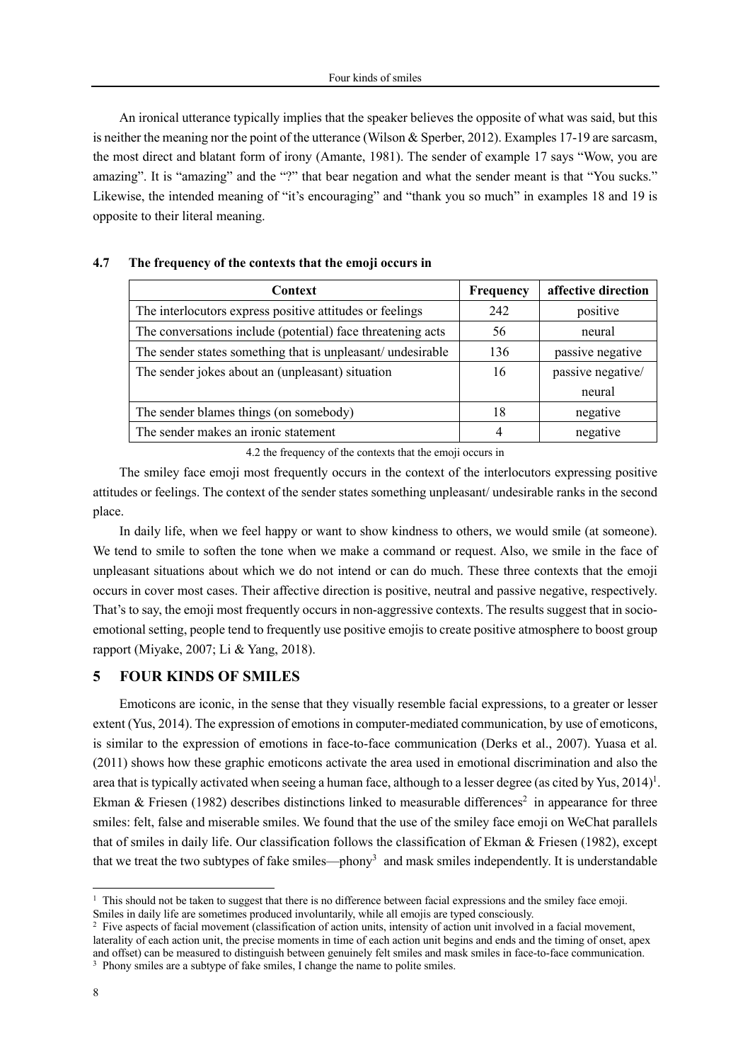An ironical utterance typically implies that the speaker believes the opposite of what was said, but this is neither the meaning nor the point of the utterance (Wilson & Sperber, 2012). Examples 17-19 are sarcasm, the most direct and blatant form of irony (Amante, 1981). The sender of example 17 says "Wow, you are amazing". It is "amazing" and the "?" that bear negation and what the sender meant is that "You sucks." Likewise, the intended meaning of "it's encouraging" and "thank you so much" in examples 18 and 19 is opposite to their literal meaning.

### 4.7 The frequency of the contexts that the emoji occurs in

| Context | Frequency | affective direction |
|---|---|---|
| The interlocutors express positive attitudes or feelings | 242 | positive |
| The conversations include (potential) face threatening acts | 56 | neural |
| The sender states something that is unpleasant/ undesirable | 136 | passive negative |
| The sender jokes about an (unpleasant) situation | 16 | passive negative/ neural |
| The sender blames things (on somebody) | 18 | negative |
| The sender makes an ironic statement | 4 | negative |

4.2 the frequency of the contexts that the emoji occurs in

The smiley face emoji most frequently occurs in the context of the interlocutors expressing positive attitudes or feelings. The context of the sender states something unpleasant/ undesirable ranks in the second place.

In daily life, when we feel happy or want to show kindness to others, we would smile (at someone). We tend to smile to soften the tone when we make a command or request. Also, we smile in the face of unpleasant situations about which we do not intend or can do much. These three contexts that the emoji occurs in cover most cases. Their affective direction is positive, neutral and passive negative, respectively. That's to say, the emoji most frequently occurs in non-aggressive contexts. The results suggest that in socio-emotional setting, people tend to frequently use positive emojis to create positive atmosphere to boost group rapport (Miyake, 2007; Li & Yang, 2018).

## 5 FOUR KINDS OF SMILES

Emoticons are iconic, in the sense that they visually resemble facial expressions, to a greater or lesser extent (Yus, 2014). The expression of emotions in computer-mediated communication, by use of emoticons, is similar to the expression of emotions in face-to-face communication (Derks et al., 2007). Yuasa et al. (2011) shows how these graphic emoticons activate the area used in emotional discrimination and also the area that is typically activated when seeing a human face, although to a lesser degree (as cited by Yus, 2014)[1]. Ekman & Friesen (1982) describes distinctions linked to measurable differences[2] in appearance for three smiles: felt, false and miserable smiles. We found that the use of the smiley face emoji on WeChat parallels that of smiles in daily life. Our classification follows the classification of Ekman & Friesen (1982), except that we treat the two subtypes of fake smiles—phony[3] and mask smiles independently. It is understandable

---

[1] This should not be taken to suggest that there is no difference between facial expressions and the smiley face emoji. Smiles in daily life are sometimes produced involuntarily, while all emojis are typed consciously.

[2] Five aspects of facial movement (classification of action units, intensity of action unit involved in a facial movement, laterality of each action unit, the precise moments in time of each action unit begins and ends and the timing of onset, apex and offset) can be measured to distinguish between genuinely felt smiles and mask smiles in face-to-face communication.

[3] Phony smiles are a subtype of fake smiles, I change the name to polite smiles.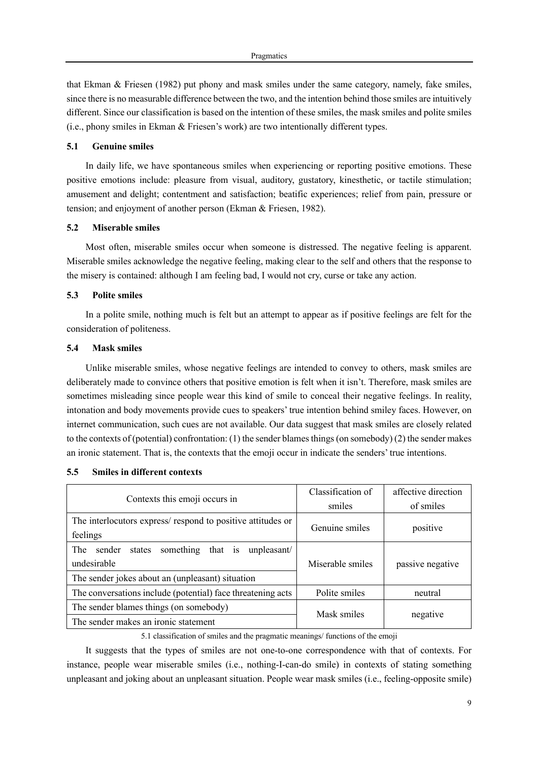that Ekman & Friesen (1982) put phony and mask smiles under the same category, namely, fake smiles, since there is no measurable difference between the two, and the intention behind those smiles are intuitively different. Since our classification is based on the intention of these smiles, the mask smiles and polite smiles (i.e., phony smiles in Ekman & Friesen's work) are two intentionally different types.

### 5.1 Genuine smiles

In daily life, we have spontaneous smiles when experiencing or reporting positive emotions. These positive emotions include: pleasure from visual, auditory, gustatory, kinesthetic, or tactile stimulation; amusement and delight; contentment and satisfaction; beatific experiences; relief from pain, pressure or tension; and enjoyment of another person (Ekman & Friesen, 1982).

### 5.2 Miserable smiles

Most often, miserable smiles occur when someone is distressed. The negative feeling is apparent. Miserable smiles acknowledge the negative feeling, making clear to the self and others that the response to the misery is contained: although I am feeling bad, I would not cry, curse or take any action.

### 5.3 Polite smiles

In a polite smile, nothing much is felt but an attempt to appear as if positive feelings are felt for the consideration of politeness.

### 5.4 Mask smiles

Unlike miserable smiles, whose negative feelings are intended to convey to others, mask smiles are deliberately made to convince others that positive emotion is felt when it isn't. Therefore, mask smiles are sometimes misleading since people wear this kind of smile to conceal their negative feelings. In reality, intonation and body movements provide cues to speakers' true intention behind smiley faces. However, on internet communication, such cues are not available. Our data suggest that mask smiles are closely related to the contexts of (potential) confrontation: (1) the sender blames things (on somebody) (2) the sender makes an ironic statement. That is, the contexts that the emoji occur in indicate the senders' true intentions.

### 5.5 Smiles in different contexts

| Contexts this emoji occurs in | Classification of smiles | affective direction of smiles |
|---|---|---|
| The interlocutors express/ respond to positive attitudes or feelings | Genuine smiles | positive |
| The sender states something that is unpleasant/ undesirable | Miserable smiles | passive negative |
| The sender jokes about an (unpleasant) situation | | |
| The conversations include (potential) face threatening acts | Polite smiles | neutral |
| The sender blames things (on somebody) | Mask smiles | negative |
| The sender makes an ironic statement | | |

5.1 classification of smiles and the pragmatic meanings/ functions of the emoji

It suggests that the types of smiles are not one-to-one correspondence with that of contexts. For instance, people wear miserable smiles (i.e., nothing-I-can-do smile) in contexts of stating something unpleasant and joking about an unpleasant situation. People wear mask smiles (i.e., feeling-opposite smile)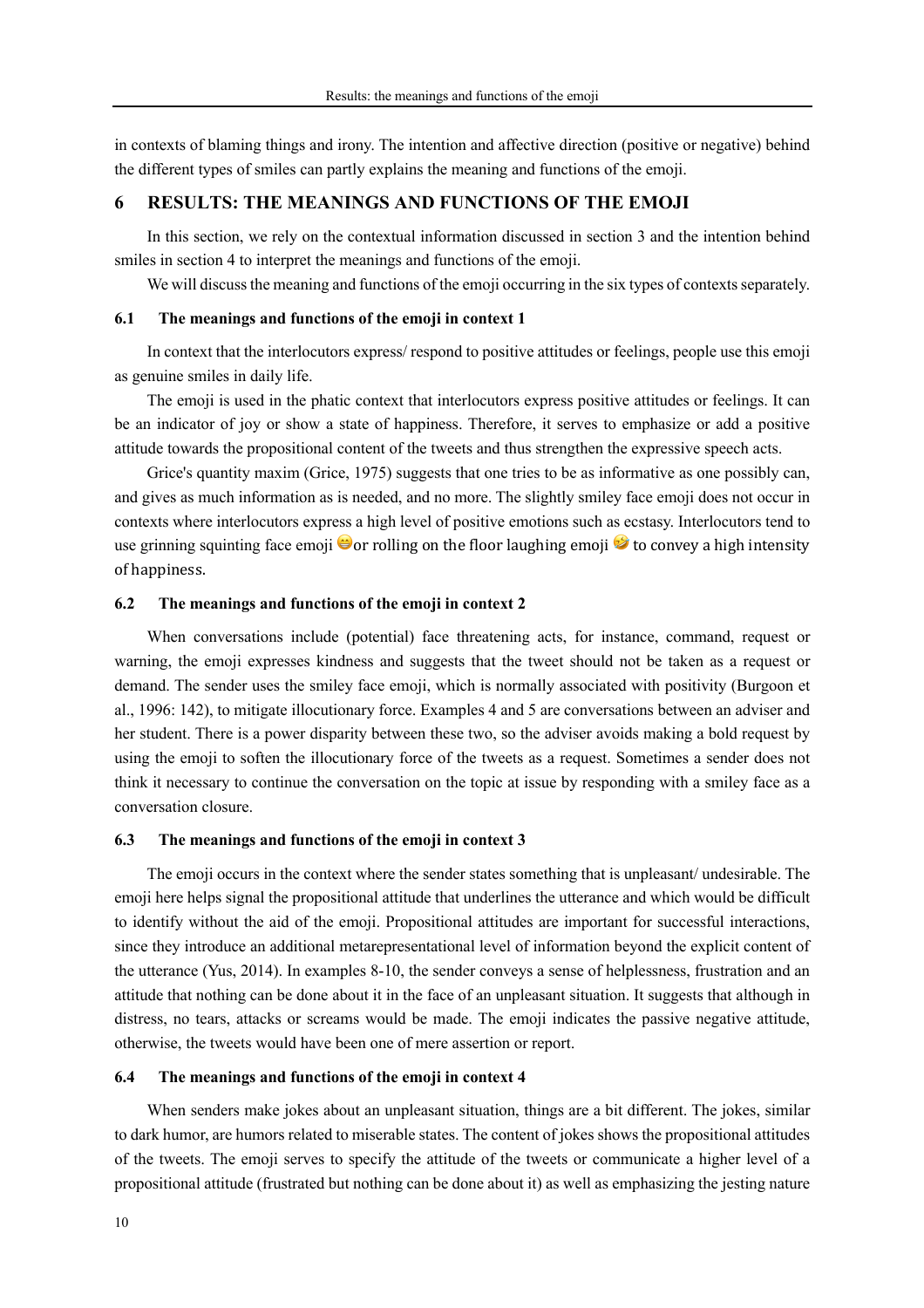in contexts of blaming things and irony. The intention and affective direction (positive or negative) behind the different types of smiles can partly explains the meaning and functions of the emoji.

## 6 RESULTS: THE MEANINGS AND FUNCTIONS OF THE EMOJI

In this section, we rely on the contextual information discussed in section 3 and the intention behind smiles in section 4 to interpret the meanings and functions of the emoji.

We will discuss the meaning and functions of the emoji occurring in the six types of contexts separately.

### 6.1 The meanings and functions of the emoji in context 1

In context that the interlocutors express/ respond to positive attitudes or feelings, people use this emoji as genuine smiles in daily life.

The emoji is used in the phatic context that interlocutors express positive attitudes or feelings. It can be an indicator of joy or show a state of happiness. Therefore, it serves to emphasize or add a positive attitude towards the propositional content of the tweets and thus strengthen the expressive speech acts.

Grice's quantity maxim (Grice, 1975) suggests that one tries to be as informative as one possibly can, and gives as much information as is needed, and no more. The slightly smiley face emoji does not occur in contexts where interlocutors express a high level of positive emotions such as ecstasy. Interlocutors tend to use grinning squinting face emoji 😆or rolling on the floor laughing emoji 🤣 to convey a high intensity of happiness.

### 6.2 The meanings and functions of the emoji in context 2

When conversations include (potential) face threatening acts, for instance, command, request or warning, the emoji expresses kindness and suggests that the tweet should not be taken as a request or demand. The sender uses the smiley face emoji, which is normally associated with positivity (Burgoon et al., 1996: 142), to mitigate illocutionary force. Examples 4 and 5 are conversations between an adviser and her student. There is a power disparity between these two, so the adviser avoids making a bold request by using the emoji to soften the illocutionary force of the tweets as a request. Sometimes a sender does not think it necessary to continue the conversation on the topic at issue by responding with a smiley face as a conversation closure.

### 6.3 The meanings and functions of the emoji in context 3

The emoji occurs in the context where the sender states something that is unpleasant/ undesirable. The emoji here helps signal the propositional attitude that underlines the utterance and which would be difficult to identify without the aid of the emoji. Propositional attitudes are important for successful interactions, since they introduce an additional metarepresentational level of information beyond the explicit content of the utterance (Yus, 2014). In examples 8-10, the sender conveys a sense of helplessness, frustration and an attitude that nothing can be done about it in the face of an unpleasant situation. It suggests that although in distress, no tears, attacks or screams would be made. The emoji indicates the passive negative attitude, otherwise, the tweets would have been one of mere assertion or report.

### 6.4 The meanings and functions of the emoji in context 4

When senders make jokes about an unpleasant situation, things are a bit different. The jokes, similar to dark humor, are humors related to miserable states. The content of jokes shows the propositional attitudes of the tweets. The emoji serves to specify the attitude of the tweets or communicate a higher level of a propositional attitude (frustrated but nothing can be done about it) as well as emphasizing the jesting nature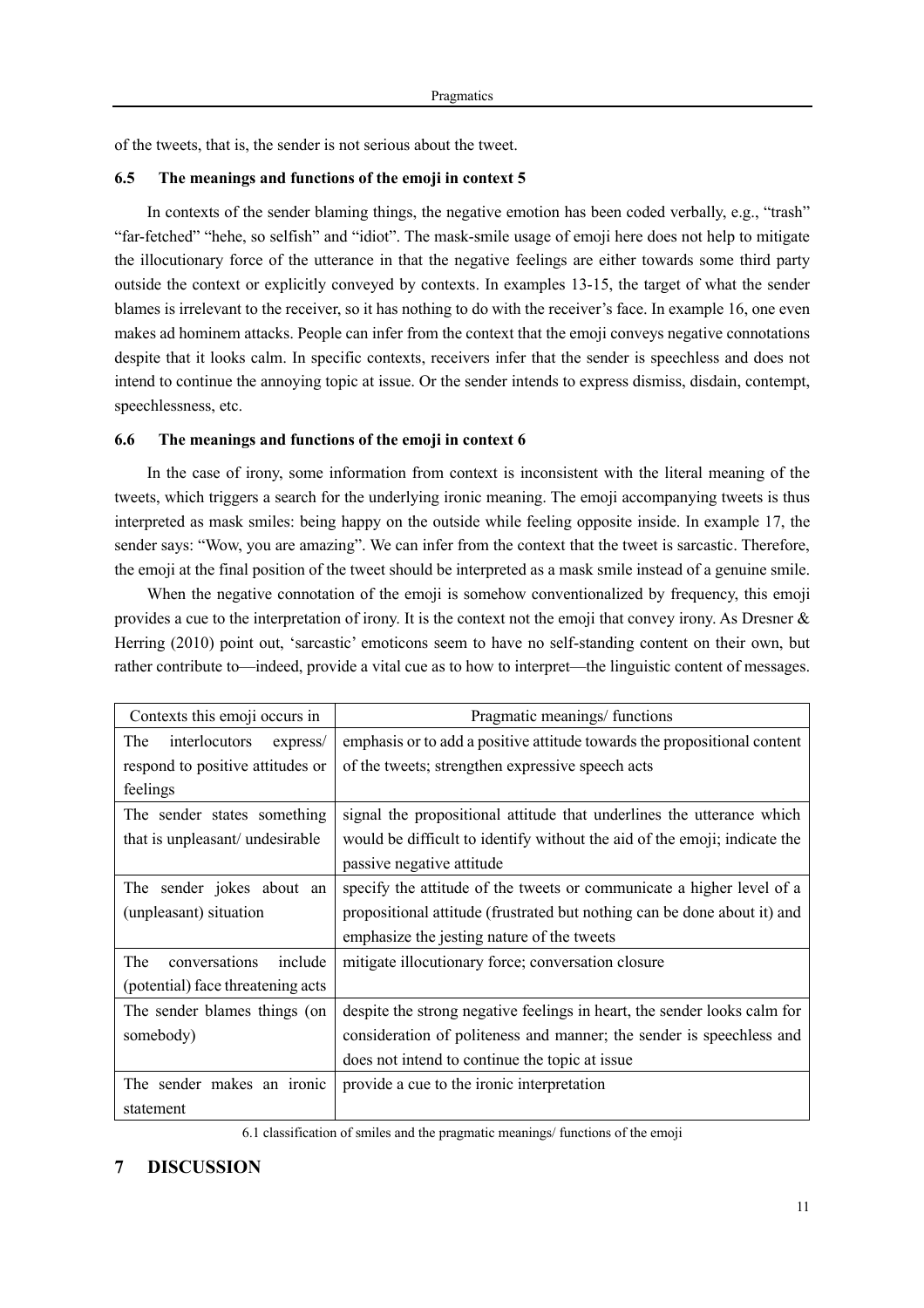of the tweets, that is, the sender is not serious about the tweet.

### 6.5 The meanings and functions of the emoji in context 5

In contexts of the sender blaming things, the negative emotion has been coded verbally, e.g., "trash" "far-fetched" "hehe, so selfish" and "idiot". The mask-smile usage of emoji here does not help to mitigate the illocutionary force of the utterance in that the negative feelings are either towards some third party outside the context or explicitly conveyed by contexts. In examples 13-15, the target of what the sender blames is irrelevant to the receiver, so it has nothing to do with the receiver's face. In example 16, one even makes ad hominem attacks. People can infer from the context that the emoji conveys negative connotations despite that it looks calm. In specific contexts, receivers infer that the sender is speechless and does not intend to continue the annoying topic at issue. Or the sender intends to express dismiss, disdain, contempt, speechlessness, etc.

### 6.6 The meanings and functions of the emoji in context 6

In the case of irony, some information from context is inconsistent with the literal meaning of the tweets, which triggers a search for the underlying ironic meaning. The emoji accompanying tweets is thus interpreted as mask smiles: being happy on the outside while feeling opposite inside. In example 17, the sender says: "Wow, you are amazing". We can infer from the context that the tweet is sarcastic. Therefore, the emoji at the final position of the tweet should be interpreted as a mask smile instead of a genuine smile.

When the negative connotation of the emoji is somehow conventionalized by frequency, this emoji provides a cue to the interpretation of irony. It is the context not the emoji that convey irony. As Dresner & Herring (2010) point out, 'sarcastic' emoticons seem to have no self-standing content on their own, but rather contribute to—indeed, provide a vital cue as to how to interpret—the linguistic content of messages.

| Contexts this emoji occurs in | Pragmatic meanings/ functions |
|---|---|
| The interlocutors express/ respond to positive attitudes or feelings | emphasis or to add a positive attitude towards the propositional content of the tweets; strengthen expressive speech acts |
| The sender states something that is unpleasant/ undesirable | signal the propositional attitude that underlines the utterance which would be difficult to identify without the aid of the emoji; indicate the passive negative attitude |
| The sender jokes about an (unpleasant) situation | specify the attitude of the tweets or communicate a higher level of a propositional attitude (frustrated but nothing can be done about it) and emphasize the jesting nature of the tweets |
| The conversations include (potential) face threatening acts | mitigate illocutionary force; conversation closure |
| The sender blames things (on somebody) | despite the strong negative feelings in heart, the sender looks calm for consideration of politeness and manner; the sender is speechless and does not intend to continue the topic at issue |
| The sender makes an ironic statement | provide a cue to the ironic interpretation |

6.1 classification of smiles and the pragmatic meanings/ functions of the emoji

## 7 DISCUSSION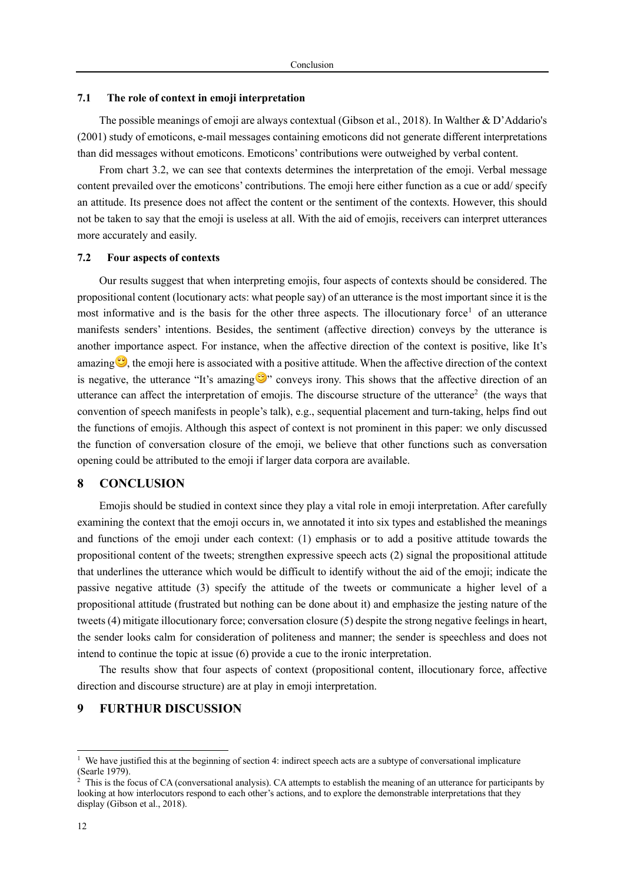### 7.1 The role of context in emoji interpretation

The possible meanings of emoji are always contextual (Gibson et al., 2018). In Walther & D'Addario's (2001) study of emoticons, e-mail messages containing emoticons did not generate different interpretations than did messages without emoticons. Emoticons' contributions were outweighed by verbal content.

From chart 3.2, we can see that contexts determines the interpretation of the emoji. Verbal message content prevailed over the emoticons' contributions. The emoji here either function as a cue or add/ specify an attitude. Its presence does not affect the content or the sentiment of the contexts. However, this should not be taken to say that the emoji is useless at all. With the aid of emojis, receivers can interpret utterances more accurately and easily.

### 7.2 Four aspects of contexts

Our results suggest that when interpreting emojis, four aspects of contexts should be considered. The propositional content (locutionary acts: what people say) of an utterance is the most important since it is the most informative and is the basis for the other three aspects. The illocutionary force[1] of an utterance manifests senders' intentions. Besides, the sentiment (affective direction) conveys by the utterance is another importance aspect. For instance, when the affective direction of the context is positive, like It's amazing😌, the emoji here is associated with a positive attitude. When the affective direction of the context is negative, the utterance "It's amazing😌" conveys irony. This shows that the affective direction of an utterance can affect the interpretation of emojis. The discourse structure of the utterance[2] (the ways that convention of speech manifests in people's talk), e.g., sequential placement and turn-taking, helps find out the functions of emojis. Although this aspect of context is not prominent in this paper: we only discussed the function of conversation closure of the emoji, we believe that other functions such as conversation opening could be attributed to the emoji if larger data corpora are available.

## 8 CONCLUSION

Emojis should be studied in context since they play a vital role in emoji interpretation. After carefully examining the context that the emoji occurs in, we annotated it into six types and established the meanings and functions of the emoji under each context: (1) emphasis or to add a positive attitude towards the propositional content of the tweets; strengthen expressive speech acts (2) signal the propositional attitude that underlines the utterance which would be difficult to identify without the aid of the emoji; indicate the passive negative attitude (3) specify the attitude of the tweets or communicate a higher level of a propositional attitude (frustrated but nothing can be done about it) and emphasize the jesting nature of the tweets (4) mitigate illocutionary force; conversation closure (5) despite the strong negative feelings in heart, the sender looks calm for consideration of politeness and manner; the sender is speechless and does not intend to continue the topic at issue (6) provide a cue to the ironic interpretation.

The results show that four aspects of context (propositional content, illocutionary force, affective direction and discourse structure) are at play in emoji interpretation.

## 9 FURTHUR DISCUSSION

---

[1] We have justified this at the beginning of section 4: indirect speech acts are a subtype of conversational implicature (Searle 1979).

[2] This is the focus of CA (conversational analysis). CA attempts to establish the meaning of an utterance for participants by looking at how interlocutors respond to each other's actions, and to explore the demonstrable interpretations that they display (Gibson et al., 2018).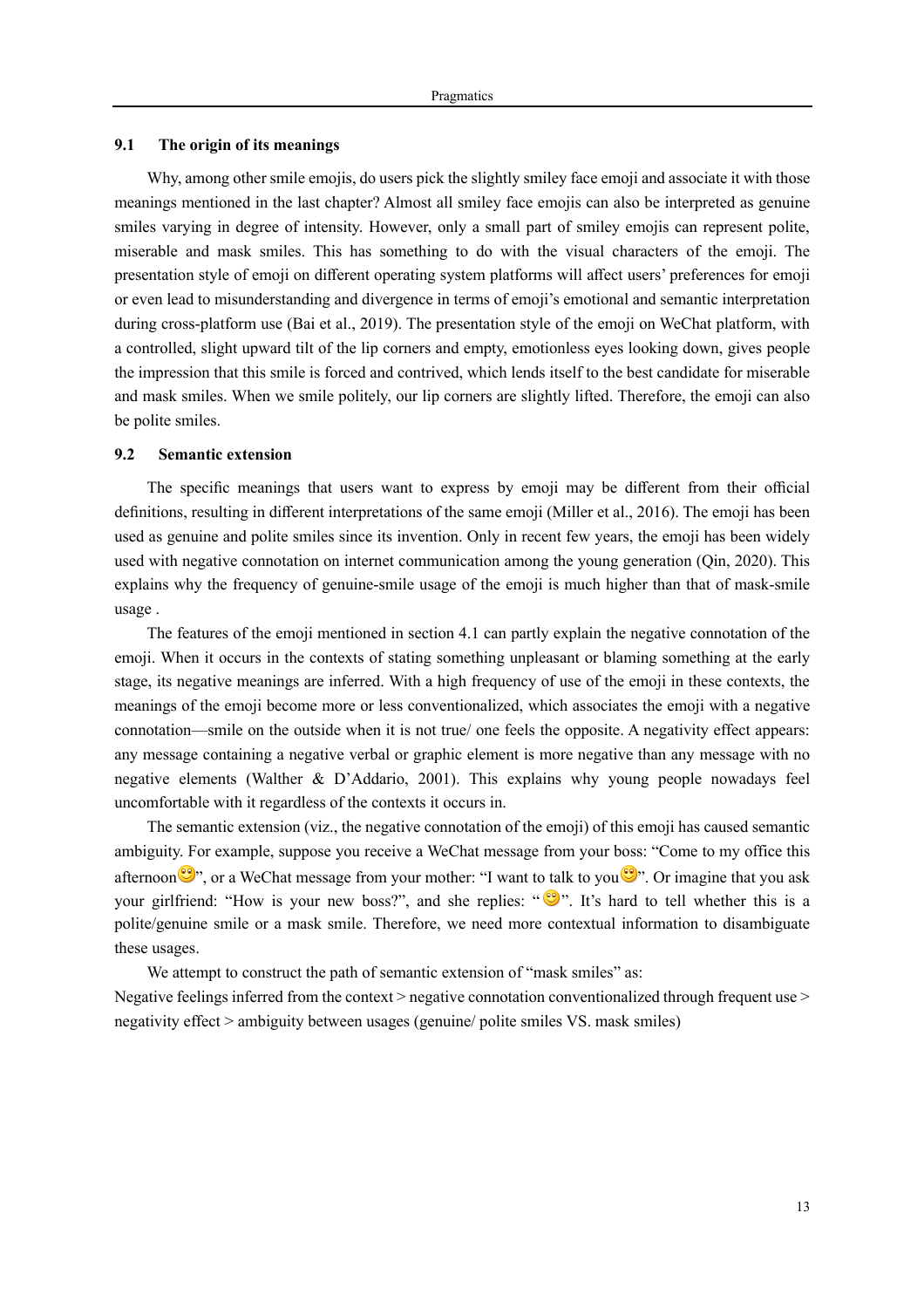### 9.1 The origin of its meanings

Why, among other smile emojis, do users pick the slightly smiley face emoji and associate it with those meanings mentioned in the last chapter? Almost all smiley face emojis can also be interpreted as genuine smiles varying in degree of intensity. However, only a small part of smiley emojis can represent polite, miserable and mask smiles. This has something to do with the visual characters of the emoji. The presentation style of emoji on different operating system platforms will affect users' preferences for emoji or even lead to misunderstanding and divergence in terms of emoji's emotional and semantic interpretation during cross-platform use (Bai et al., 2019). The presentation style of the emoji on WeChat platform, with a controlled, slight upward tilt of the lip corners and empty, emotionless eyes looking down, gives people the impression that this smile is forced and contrived, which lends itself to the best candidate for miserable and mask smiles. When we smile politely, our lip corners are slightly lifted. Therefore, the emoji can also be polite smiles.

### 9.2 Semantic extension

The specific meanings that users want to express by emoji may be different from their official definitions, resulting in different interpretations of the same emoji (Miller et al., 2016). The emoji has been used as genuine and polite smiles since its invention. Only in recent few years, the emoji has been widely used with negative connotation on internet communication among the young generation (Qin, 2020). This explains why the frequency of genuine-smile usage of the emoji is much higher than that of mask-smile usage .

The features of the emoji mentioned in section 4.1 can partly explain the negative connotation of the emoji. When it occurs in the contexts of stating something unpleasant or blaming something at the early stage, its negative meanings are inferred. With a high frequency of use of the emoji in these contexts, the meanings of the emoji become more or less conventionalized, which associates the emoji with a negative connotation—smile on the outside when it is not true/ one feels the opposite. A negativity effect appears: any message containing a negative verbal or graphic element is more negative than any message with no negative elements (Walther & D'Addario, 2001). This explains why young people nowadays feel uncomfortable with it regardless of the contexts it occurs in.

The semantic extension (viz., the negative connotation of the emoji) of this emoji has caused semantic ambiguity. For example, suppose you receive a WeChat message from your boss: "Come to my office this afternoon😊", or a WeChat message from your mother: "I want to talk to you😊". Or imagine that you ask your girlfriend: "How is your new boss?", and she replies: "😊". It's hard to tell whether this is a polite/genuine smile or a mask smile. Therefore, we need more contextual information to disambiguate these usages.

We attempt to construct the path of semantic extension of "mask smiles" as:

Negative feelings inferred from the context > negative connotation conventionalized through frequent use > negativity effect > ambiguity between usages (genuine/ polite smiles VS. mask smiles)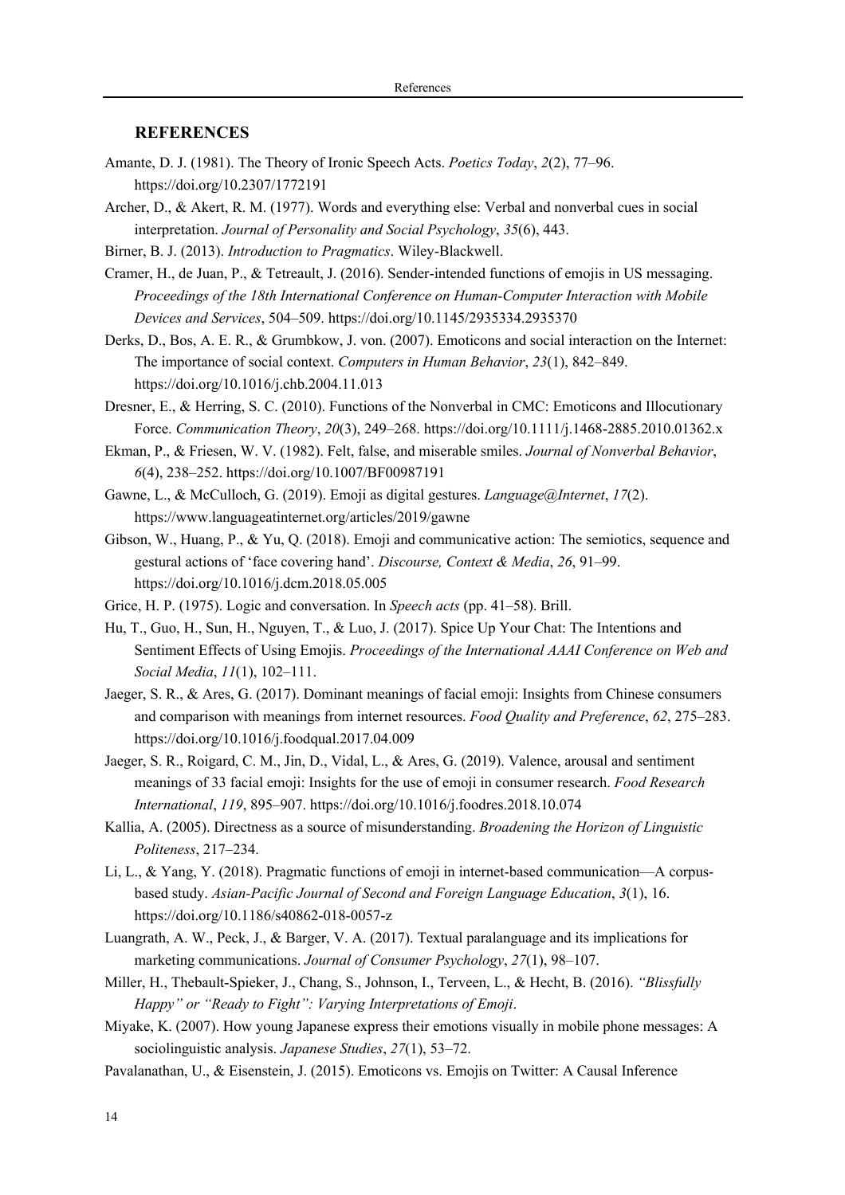## REFERENCES

Amante, D. J. (1981). The Theory of Ironic Speech Acts. *Poetics Today*, *2*(2), 77–96. https://doi.org/10.2307/1772191

Archer, D., & Akert, R. M. (1977). Words and everything else: Verbal and nonverbal cues in social interpretation. *Journal of Personality and Social Psychology*, *35*(6), 443.

Birner, B. J. (2013). *Introduction to Pragmatics*. Wiley-Blackwell.

Cramer, H., de Juan, P., & Tetreault, J. (2016). Sender-intended functions of emojis in US messaging. *Proceedings of the 18th International Conference on Human-Computer Interaction with Mobile Devices and Services*, 504–509. https://doi.org/10.1145/2935334.2935370

Derks, D., Bos, A. E. R., & Grumbkow, J. von. (2007). Emoticons and social interaction on the Internet: The importance of social context. *Computers in Human Behavior*, *23*(1), 842–849. https://doi.org/10.1016/j.chb.2004.11.013

Dresner, E., & Herring, S. C. (2010). Functions of the Nonverbal in CMC: Emoticons and Illocutionary Force. *Communication Theory*, *20*(3), 249–268. https://doi.org/10.1111/j.1468-2885.2010.01362.x

Ekman, P., & Friesen, W. V. (1982). Felt, false, and miserable smiles. *Journal of Nonverbal Behavior*, *6*(4), 238–252. https://doi.org/10.1007/BF00987191

Gawne, L., & McCulloch, G. (2019). Emoji as digital gestures. *Language@Internet*, *17*(2). https://www.languageatinternet.org/articles/2019/gawne

Gibson, W., Huang, P., & Yu, Q. (2018). Emoji and communicative action: The semiotics, sequence and gestural actions of 'face covering hand'. *Discourse, Context & Media*, *26*, 91–99. https://doi.org/10.1016/j.dcm.2018.05.005

Grice, H. P. (1975). Logic and conversation. In *Speech acts* (pp. 41–58). Brill.

Hu, T., Guo, H., Sun, H., Nguyen, T., & Luo, J. (2017). Spice Up Your Chat: The Intentions and Sentiment Effects of Using Emojis. *Proceedings of the International AAAI Conference on Web and Social Media*, *11*(1), 102–111.

Jaeger, S. R., & Ares, G. (2017). Dominant meanings of facial emoji: Insights from Chinese consumers and comparison with meanings from internet resources. *Food Quality and Preference*, *62*, 275–283. https://doi.org/10.1016/j.foodqual.2017.04.009

Jaeger, S. R., Roigard, C. M., Jin, D., Vidal, L., & Ares, G. (2019). Valence, arousal and sentiment meanings of 33 facial emoji: Insights for the use of emoji in consumer research. *Food Research International*, *119*, 895–907. https://doi.org/10.1016/j.foodres.2018.10.074

Kallia, A. (2005). Directness as a source of misunderstanding. *Broadening the Horizon of Linguistic Politeness*, 217–234.

Li, L., & Yang, Y. (2018). Pragmatic functions of emoji in internet-based communication—A corpus-based study. *Asian-Pacific Journal of Second and Foreign Language Education*, *3*(1), 16. https://doi.org/10.1186/s40862-018-0057-z

Luangrath, A. W., Peck, J., & Barger, V. A. (2017). Textual paralanguage and its implications for marketing communications. *Journal of Consumer Psychology*, *27*(1), 98–107.

Miller, H., Thebault-Spieker, J., Chang, S., Johnson, I., Terveen, L., & Hecht, B. (2016). *"Blissfully Happy" or "Ready to Fight": Varying Interpretations of Emoji*.

Miyake, K. (2007). How young Japanese express their emotions visually in mobile phone messages: A sociolinguistic analysis. *Japanese Studies*, *27*(1), 53–72.

Pavalanathan, U., & Eisenstein, J. (2015). Emoticons vs. Emojis on Twitter: A Causal Inference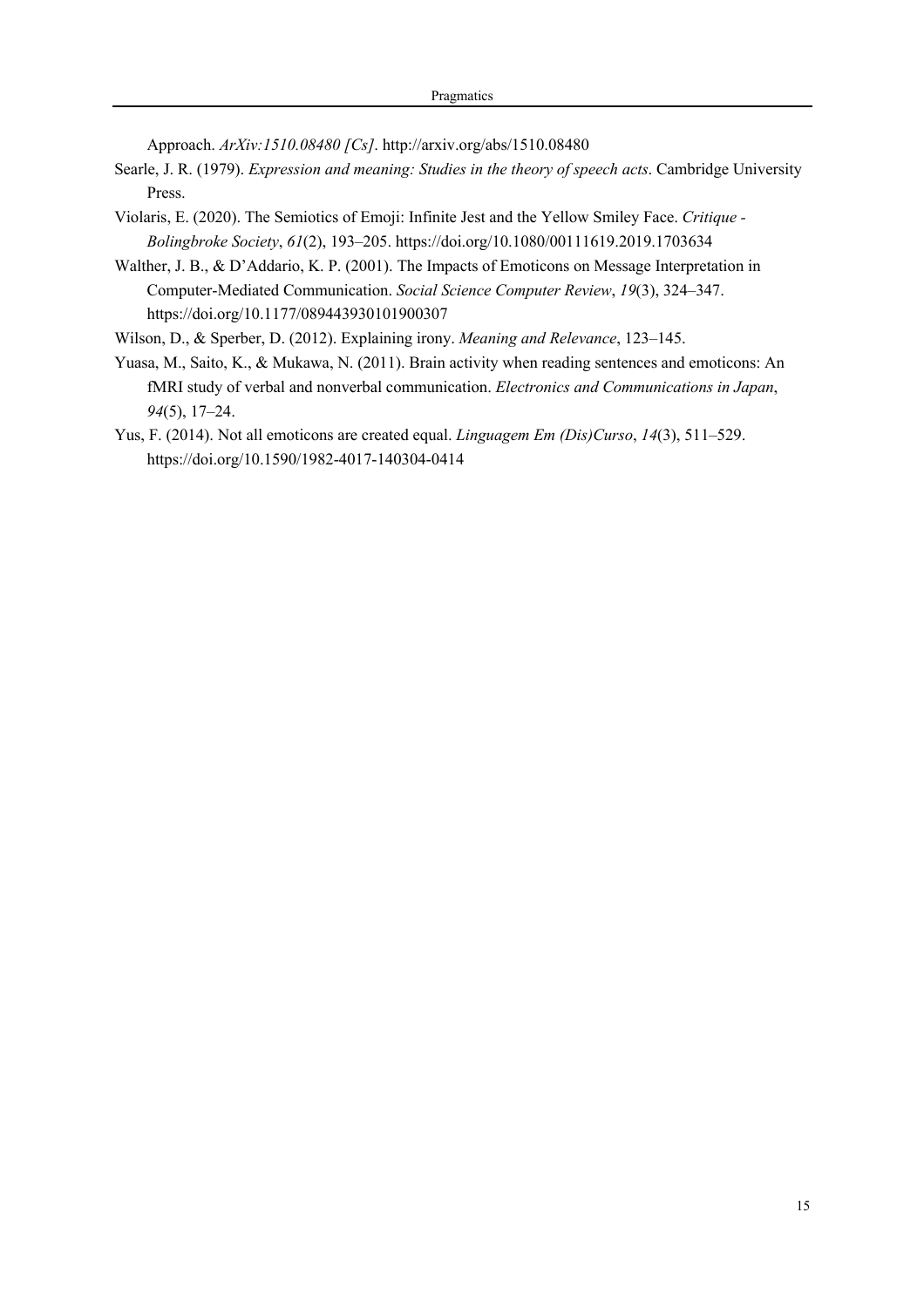Approach. *ArXiv:1510.08480 [Cs]*. http://arxiv.org/abs/1510.08480

Searle, J. R. (1979). *Expression and meaning: Studies in the theory of speech acts*. Cambridge University Press.

Violaris, E. (2020). The Semiotics of Emoji: Infinite Jest and the Yellow Smiley Face. *Critique - Bolingbroke Society*, *61*(2), 193–205. https://doi.org/10.1080/00111619.2019.1703634

Walther, J. B., & D'Addario, K. P. (2001). The Impacts of Emoticons on Message Interpretation in Computer-Mediated Communication. *Social Science Computer Review*, *19*(3), 324–347. https://doi.org/10.1177/089443930101900307

Wilson, D., & Sperber, D. (2012). Explaining irony. *Meaning and Relevance*, 123–145.

Yuasa, M., Saito, K., & Mukawa, N. (2011). Brain activity when reading sentences and emoticons: An fMRI study of verbal and nonverbal communication. *Electronics and Communications in Japan*, *94*(5), 17–24.

Yus, F. (2014). Not all emoticons are created equal. *Linguagem Em (Dis)Curso*, *14*(3), 511–529. https://doi.org/10.1590/1982-4017-140304-0414